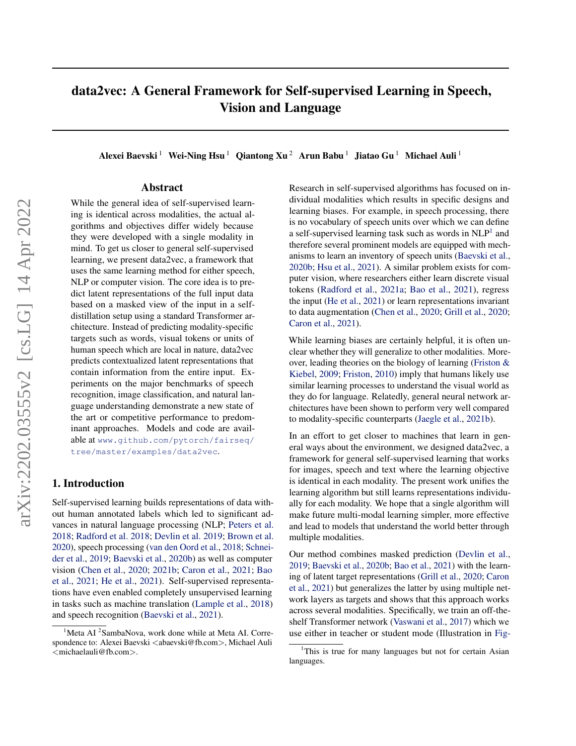# data2vec: A General Framework for Self-supervised Learning in Speech, Vision and Language

**Alexei Baevski** [1] **Wei-Ning Hsu** [1] **Qiantong Xu** [2] **Arun Babu** [1] **Jiatao Gu** [1] **Michael Auli** [1]

## Abstract

While the general idea of self-supervised learning is identical across modalities, the actual algorithms and objectives differ widely because they were developed with a single modality in mind. To get us closer to general self-supervised learning, we present data2vec, a framework that uses the same learning method for either speech, NLP or computer vision. The core idea is to predict latent representations of the full input data based on a masked view of the input in a self-distillation setup using a standard Transformer architecture. Instead of predicting modality-specific targets such as words, visual tokens or units of human speech which are local in nature, data2vec predicts contextualized latent representations that contain information from the entire input. Experiments on the major benchmarks of speech recognition, image classification, and natural language understanding demonstrate a new state of the art or competitive performance to predominant approaches. Models and code are available at www.github.com/pytorch/fairseq/tree/master/examples/data2vec.

## 1. Introduction

Self-supervised learning builds representations of data without human annotated labels which led to significant advances in natural language processing (NLP; Peters et al. 2018; Radford et al. 2018; Devlin et al. 2019; Brown et al. 2020), speech processing (van den Oord et al., 2018; Schneider et al., 2019; Baevski et al., 2020b) as well as computer vision (Chen et al., 2020; 2021b; Caron et al., 2021; Bao et al., 2021; He et al., 2021). Self-supervised representations have even enabled completely unsupervised learning in tasks such as machine translation (Lample et al., 2018) and speech recognition (Baevski et al., 2021).

Research in self-supervised algorithms has focused on individual modalities which results in specific designs and learning biases. For example, in speech processing, there is no vocabulary of speech units over which we can define a self-supervised learning task such as words in NLP[1] and therefore several prominent models are equipped with mechanisms to learn an inventory of speech units (Baevski et al., 2020b; Hsu et al., 2021). A similar problem exists for computer vision, where researchers either learn discrete visual tokens (Radford et al., 2021a; Bao et al., 2021), regress the input (He et al., 2021) or learn representations invariant to data augmentation (Chen et al., 2020; Grill et al., 2020; Caron et al., 2021).

While learning biases are certainly helpful, it is often unclear whether they will generalize to other modalities. Moreover, leading theories on the biology of learning (Friston & Kiebel, 2009; Friston, 2010) imply that humans likely use similar learning processes to understand the visual world as they do for language. Relatedly, general neural network architectures have been shown to perform very well compared to modality-specific counterparts (Jaegle et al., 2021b).

In an effort to get closer to machines that learn in general ways about the environment, we designed data2vec, a framework for general self-supervised learning that works for images, speech and text where the learning objective is identical in each modality. The present work unifies the learning algorithm but still learns representations individually for each modality. We hope that a single algorithm will make future multi-modal learning simpler, more effective and lead to models that understand the world better through multiple modalities.

Our method combines masked prediction (Devlin et al., 2019; Baevski et al., 2020b; Bao et al., 2021) with the learning of latent target representations (Grill et al., 2020; Caron et al., 2021) but generalizes the latter by using multiple network layers as targets and shows that this approach works across several modalities. Specifically, we train an off-the-shelf Transformer network (Vaswani et al., 2017) which we use either in teacher or student mode (Illustration in Fig-

[1] Meta AI [2] SambaNova, work done while at Meta AI. Correspondence to: Alexei Baevski <abaevski@fb.com>, Michael Auli <michaelauli@fb.com>.

[1] This is true for many languages but not for certain Asian languages.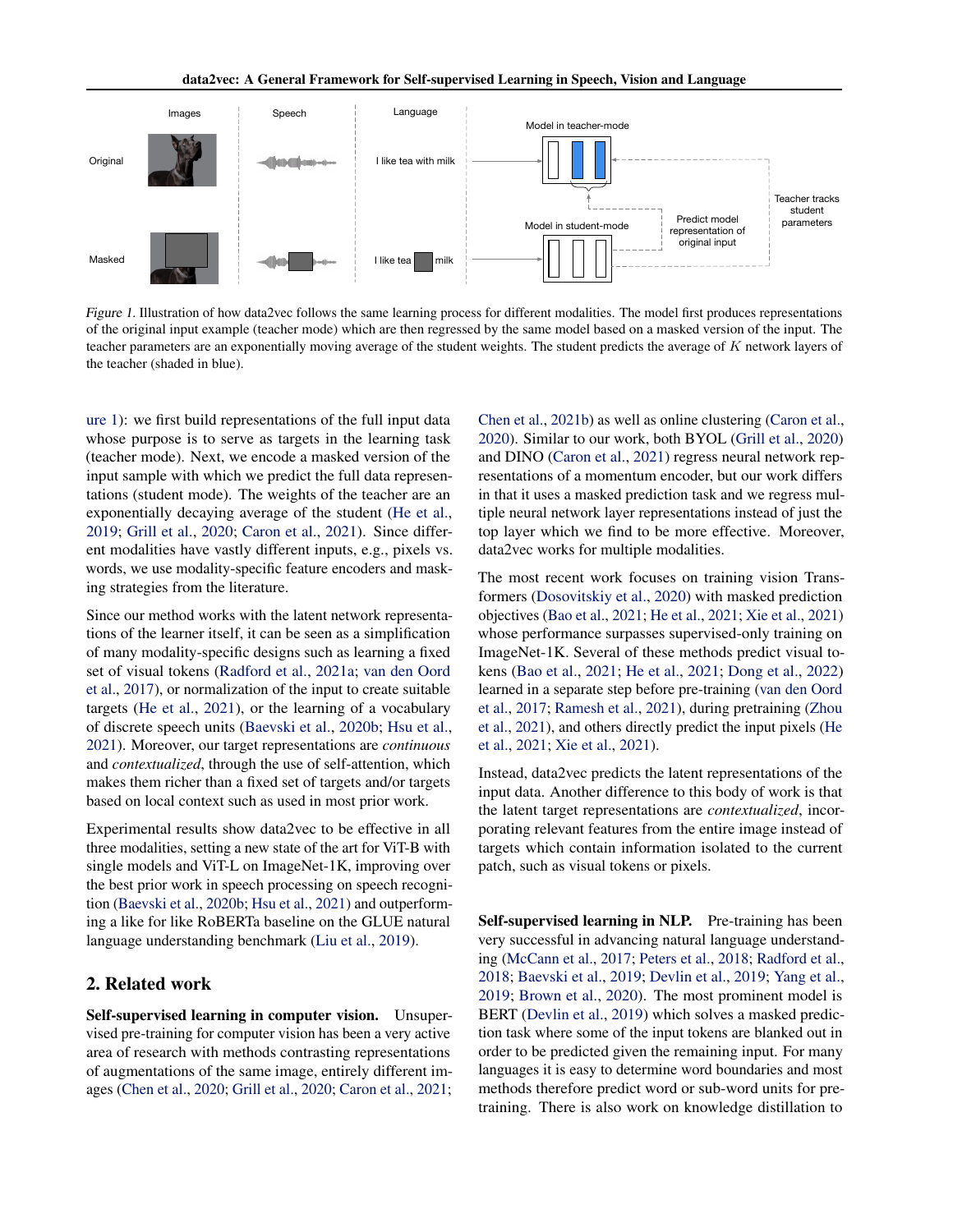Figure 1. Illustration of how data2vec follows the same learning process for different modalities. The model first produces representations of the original input example (teacher mode) which are then regressed by the same model based on a masked version of the input. The teacher parameters are an exponentially moving average of the student weights. The student predicts the average of $K$ network layers of the teacher (shaded in blue).

ure 1): we first build representations of the full input data whose purpose is to serve as targets in the learning task (teacher mode). Next, we encode a masked version of the input sample with which we predict the full data representations (student mode). The weights of the teacher are an exponentially decaying average of the student (He et al., 2019; Grill et al., 2020; Caron et al., 2021). Since different modalities have vastly different inputs, e.g., pixels vs. words, we use modality-specific feature encoders and masking strategies from the literature.

Since our method works with the latent network representations of the learner itself, it can be seen as a simplification of many modality-specific designs such as learning a fixed set of visual tokens (Radford et al., 2021a; van den Oord et al., 2017), or normalization of the input to create suitable targets (He et al., 2021), or the learning of a vocabulary of discrete speech units (Baevski et al., 2020b; Hsu et al., 2021). Moreover, our target representations are *continuous* and *contextualized*, through the use of self-attention, which makes them richer than a fixed set of targets and/or targets based on local context such as used in most prior work.

Experimental results show data2vec to be effective in all three modalities, setting a new state of the art for ViT-B with single models and ViT-L on ImageNet-1K, improving over the best prior work in speech processing on speech recognition (Baevski et al., 2020b; Hsu et al., 2021) and outperforming a like for like RoBERTa baseline on the GLUE natural language understanding benchmark (Liu et al., 2019).

## 2. Related work

**Self-supervised learning in computer vision.** Unsupervised pre-training for computer vision has been a very active area of research with methods contrasting representations of augmentations of the same image, entirely different images (Chen et al., 2020; Grill et al., 2020; Caron et al., 2021; Chen et al., 2021b) as well as online clustering (Caron et al., 2020). Similar to our work, both BYOL (Grill et al., 2020) and DINO (Caron et al., 2021) regress neural network representations of a momentum encoder, but our work differs in that it uses a masked prediction task and we regress multiple neural network layer representations instead of just the top layer which we find to be more effective. Moreover, data2vec works for multiple modalities.

The most recent work focuses on training vision Transformers (Dosovitskiy et al., 2020) with masked prediction objectives (Bao et al., 2021; He et al., 2021; Xie et al., 2021) whose performance surpasses supervised-only training on ImageNet-1K. Several of these methods predict visual tokens (Bao et al., 2021; He et al., 2021; Dong et al., 2022) learned in a separate step before pre-training (van den Oord et al., 2017; Ramesh et al., 2021), during pretraining (Zhou et al., 2021), and others directly predict the input pixels (He et al., 2021; Xie et al., 2021).

Instead, data2vec predicts the latent representations of the input data. Another difference to this body of work is that the latent target representations are *contextualized*, incorporating relevant features from the entire image instead of targets which contain information isolated to the current patch, such as visual tokens or pixels.

**Self-supervised learning in NLP.** Pre-training has been very successful in advancing natural language understanding (McCann et al., 2017; Peters et al., 2018; Radford et al., 2018; Baevski et al., 2019; Devlin et al., 2019; Yang et al., 2019; Brown et al., 2020). The most prominent model is BERT (Devlin et al., 2019) which solves a masked prediction task where some of the input tokens are blanked out in order to be predicted given the remaining input. For many languages it is easy to determine word boundaries and most methods therefore predict word or sub-word units for pre-training. There is also work on knowledge distillation to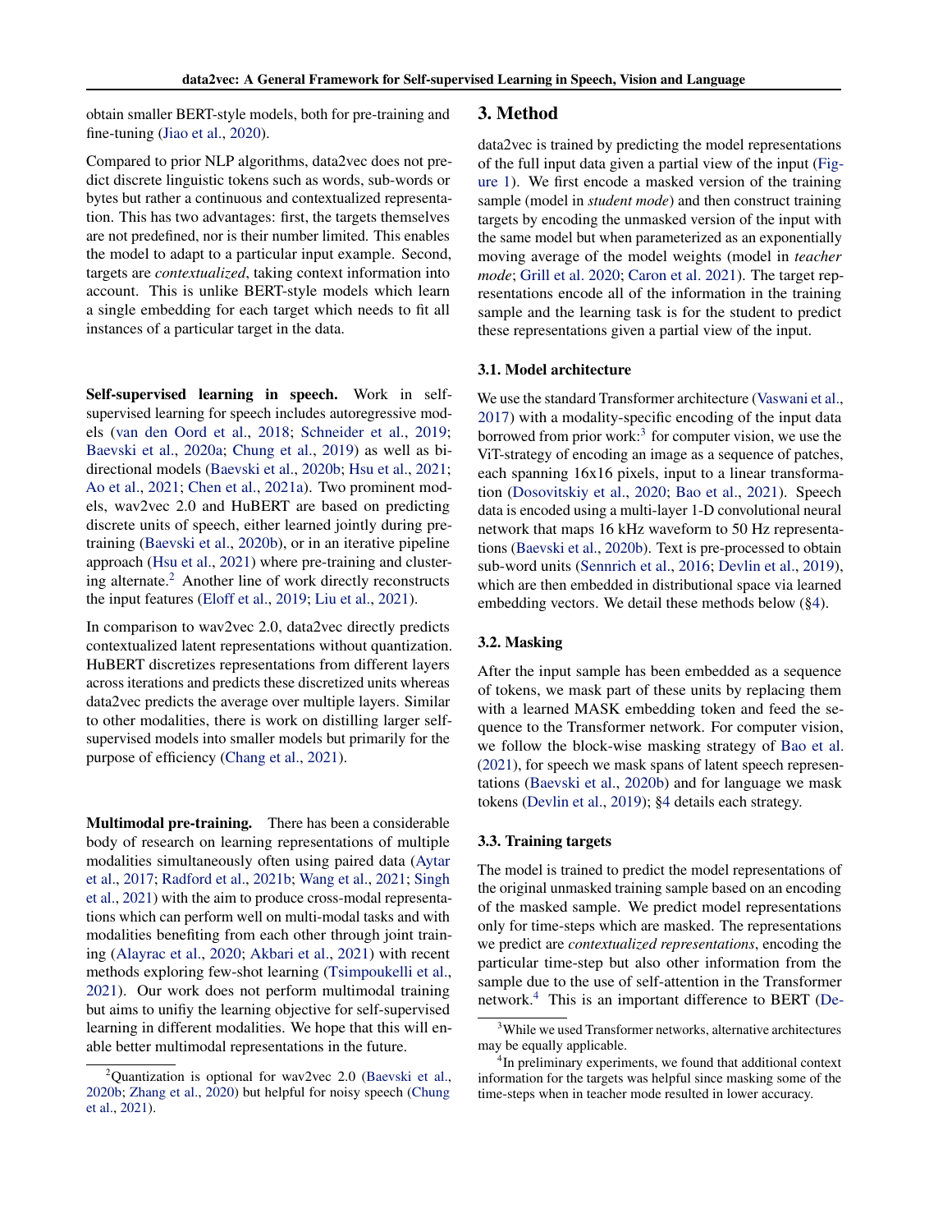obtain smaller BERT-style models, both for pre-training and fine-tuning (Jiao et al., 2020).

Compared to prior NLP algorithms, data2vec does not predict discrete linguistic tokens such as words, sub-words or bytes but rather a continuous and contextualized representation. This has two advantages: first, the targets themselves are not predefined, nor is their number limited. This enables the model to adapt to a particular input example. Second, targets are *contextualized*, taking context information into account. This is unlike BERT-style models which learn a single embedding for each target which needs to fit all instances of a particular target in the data.

**Self-supervised learning in speech.** Work in self-supervised learning for speech includes autoregressive models (van den Oord et al., 2018; Schneider et al., 2019; Baevski et al., 2020a; Chung et al., 2019) as well as bi-directional models (Baevski et al., 2020b; Hsu et al., 2021; Ao et al., 2021; Chen et al., 2021a). Two prominent models, wav2vec 2.0 and HuBERT are based on predicting discrete units of speech, either learned jointly during pre-training (Baevski et al., 2020b), or in an iterative pipeline approach (Hsu et al., 2021) where pre-training and clustering alternate.[2] Another line of work directly reconstructs the input features (Eloff et al., 2019; Liu et al., 2021).

In comparison to wav2vec 2.0, data2vec directly predicts contextualized latent representations without quantization. HuBERT discretizes representations from different layers across iterations and predicts these discretized units whereas data2vec predicts the average over multiple layers. Similar to other modalities, there is work on distilling larger self-supervised models into smaller models but primarily for the purpose of efficiency (Chang et al., 2021).

**Multimodal pre-training.** There has been a considerable body of research on learning representations of multiple modalities simultaneously often using paired data (Aytar et al., 2017; Radford et al., 2021b; Wang et al., 2021; Singh et al., 2021) with the aim to produce cross-modal representations which can perform well on multi-modal tasks and with modalities benefiting from each other through joint training (Alayrac et al., 2020; Akbari et al., 2021) with recent methods exploring few-shot learning (Tsimpoukelli et al., 2021). Our work does not perform multimodal training but aims to unifiy the learning objective for self-supervised learning in different modalities. We hope that this will enable better multimodal representations in the future.

[2] Quantization is optional for wav2vec 2.0 (Baevski et al., 2020b; Zhang et al., 2020) but helpful for noisy speech (Chung et al., 2021).

## 3. Method

data2vec is trained by predicting the model representations of the full input data given a partial view of the input (Figure 1). We first encode a masked version of the training sample (model in *student mode*) and then construct training targets by encoding the unmasked version of the input with the same model but when parameterized as an exponentially moving average of the model weights (model in *teacher mode*; Grill et al. 2020; Caron et al. 2021). The target representations encode all of the information in the training sample and the learning task is for the student to predict these representations given a partial view of the input.

### 3.1. Model architecture

We use the standard Transformer architecture (Vaswani et al., 2017) with a modality-specific encoding of the input data borrowed from prior work:[3] for computer vision, we use the ViT-strategy of encoding an image as a sequence of patches, each spanning 16x16 pixels, input to a linear transformation (Dosovitskiy et al., 2020; Bao et al., 2021). Speech data is encoded using a multi-layer 1-D convolutional neural network that maps 16 kHz waveform to 50 Hz representations (Baevski et al., 2020b). Text is pre-processed to obtain sub-word units (Sennrich et al., 2016; Devlin et al., 2019), which are then embedded in distributional space via learned embedding vectors. We detail these methods below (§4).

### 3.2. Masking

After the input sample has been embedded as a sequence of tokens, we mask part of these units by replacing them with a learned MASK embedding token and feed the sequence to the Transformer network. For computer vision, we follow the block-wise masking strategy of Bao et al. (2021), for speech we mask spans of latent speech representations (Baevski et al., 2020b) and for language we mask tokens (Devlin et al., 2019); §4 details each strategy.

### 3.3. Training targets

The model is trained to predict the model representations of the original unmasked training sample based on an encoding of the masked sample. We predict model representations only for time-steps which are masked. The representations we predict are *contextualized representations*, encoding the particular time-step but also other information from the sample due to the use of self-attention in the Transformer network.[4] This is an important difference to BERT (De-

[3] While we used Transformer networks, alternative architectures may be equally applicable.

[4] In preliminary experiments, we found that additional context information for the targets was helpful since masking some of the time-steps when in teacher mode resulted in lower accuracy.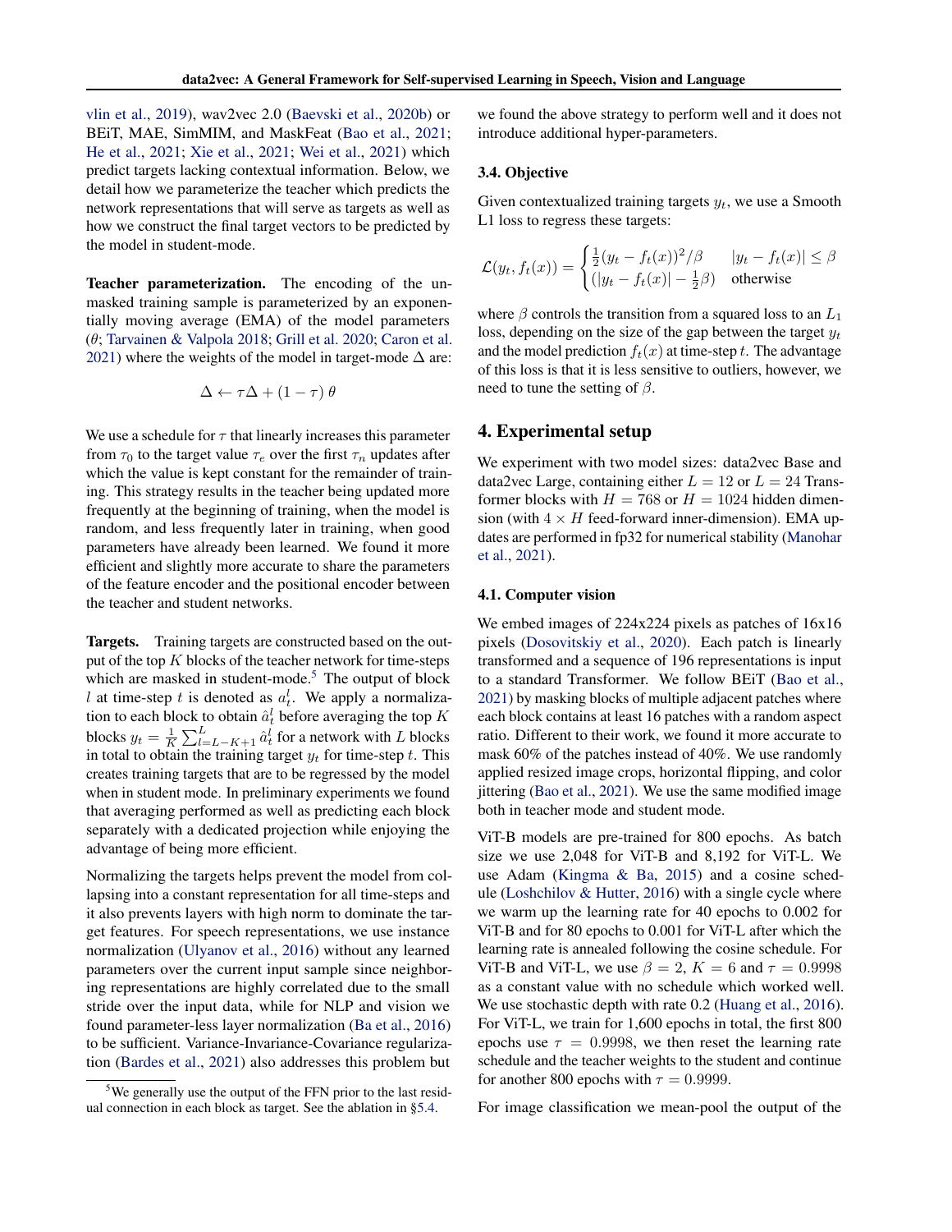vlin et al., 2019), wav2vec 2.0 (Baevski et al., 2020b) or BEiT, MAE, SimMIM, and MaskFeat (Bao et al., 2021; He et al., 2021; Xie et al., 2021; Wei et al., 2021) which predict targets lacking contextual information. Below, we detail how we parameterize the teacher which predicts the network representations that will serve as targets as well as how we construct the final target vectors to be predicted by the model in student-mode.

**Teacher parameterization.** The encoding of the unmasked training sample is parameterized by an exponentially moving average (EMA) of the model parameters ($\theta$; Tarvainen & Valpola 2018; Grill et al. 2020; Caron et al. 2021) where the weights of the model in target-mode $\Delta$ are:

$$\Delta \leftarrow \tau \Delta + (1 - \tau)\, \theta$$

We use a schedule for $\tau$ that linearly increases this parameter from $\tau_0$ to the target value $\tau_e$ over the first $\tau_n$ updates after which the value is kept constant for the remainder of training. This strategy results in the teacher being updated more frequently at the beginning of training, when the model is random, and less frequently later in training, when good parameters have already been learned. We found it more efficient and slightly more accurate to share the parameters of the feature encoder and the positional encoder between the teacher and student networks.

**Targets.** Training targets are constructed based on the output of the top $K$ blocks of the teacher network for time-steps which are masked in student-mode.[5] The output of block $l$ at time-step $t$ is denoted as $a_t^l$. We apply a normalization to each block to obtain $\hat{a}_t^l$ before averaging the top $K$ blocks $y_t = \frac{1}{K}\sum_{l=L-K+1}^{L} \hat{a}_t^l$ for a network with $L$ blocks in total to obtain the training target $y_t$ for time-step $t$. This creates training targets that are to be regressed by the model when in student mode. In preliminary experiments we found that averaging performed as well as predicting each block separately with a dedicated projection while enjoying the advantage of being more efficient.

Normalizing the targets helps prevent the model from collapsing into a constant representation for all time-steps and it also prevents layers with high norm to dominate the target features. For speech representations, we use instance normalization (Ulyanov et al., 2016) without any learned parameters over the current input sample since neighboring representations are highly correlated due to the small stride over the input data, while for NLP and vision we found parameter-less layer normalization (Ba et al., 2016) to be sufficient. Variance-Invariance-Covariance regularization (Bardes et al., 2021) also addresses this problem but we found the above strategy to perform well and it does not introduce additional hyper-parameters.

[5] We generally use the output of the FFN prior to the last residual connection in each block as target. See the ablation in §5.4.

### 3.4. Objective

Given contextualized training targets $y_t$, we use a Smooth L1 loss to regress these targets:

$$\mathcal{L}(y_t, f_t(x)) = \begin{cases} \frac{1}{2}(y_t - f_t(x))^2/\beta & |y_t - f_t(x)| \leq \beta \\ (|y_t - f_t(x)| - \frac{1}{2}\beta) & \text{otherwise} \end{cases}$$

where $\beta$ controls the transition from a squared loss to an $L_1$ loss, depending on the size of the gap between the target $y_t$ and the model prediction $f_t(x)$ at time-step $t$. The advantage of this loss is that it is less sensitive to outliers, however, we need to tune the setting of $\beta$.

## 4. Experimental setup

We experiment with two model sizes: data2vec Base and data2vec Large, containing either $L = 12$ or $L = 24$ Transformer blocks with $H = 768$ or $H = 1024$ hidden dimension (with $4 \times H$ feed-forward inner-dimension). EMA updates are performed in fp32 for numerical stability (Manohar et al., 2021).

### 4.1. Computer vision

We embed images of 224x224 pixels as patches of 16x16 pixels (Dosovitskiy et al., 2020). Each patch is linearly transformed and a sequence of 196 representations is input to a standard Transformer. We follow BEiT (Bao et al., 2021) by masking blocks of multiple adjacent patches where each block contains at least 16 patches with a random aspect ratio. Different to their work, we found it more accurate to mask 60% of the patches instead of 40%. We use randomly applied resized image crops, horizontal flipping, and color jittering (Bao et al., 2021). We use the same modified image both in teacher mode and student mode.

ViT-B models are pre-trained for 800 epochs. As batch size we use 2,048 for ViT-B and 8,192 for ViT-L. We use Adam (Kingma & Ba, 2015) and a cosine schedule (Loshchilov & Hutter, 2016) with a single cycle where we warm up the learning rate for 40 epochs to 0.002 for ViT-B and for 80 epochs to 0.001 for ViT-L after which the learning rate is annealed following the cosine schedule. For ViT-B and ViT-L, we use $\beta = 2$, $K = 6$ and $\tau = 0.9998$ as a constant value with no schedule which worked well. We use stochastic depth with rate 0.2 (Huang et al., 2016). For ViT-L, we train for 1,600 epochs in total, the first 800 epochs use $\tau = 0.9998$, we then reset the learning rate schedule and the teacher weights to the student and continue for another 800 epochs with $\tau = 0.9999$.

For image classification we mean-pool the output of the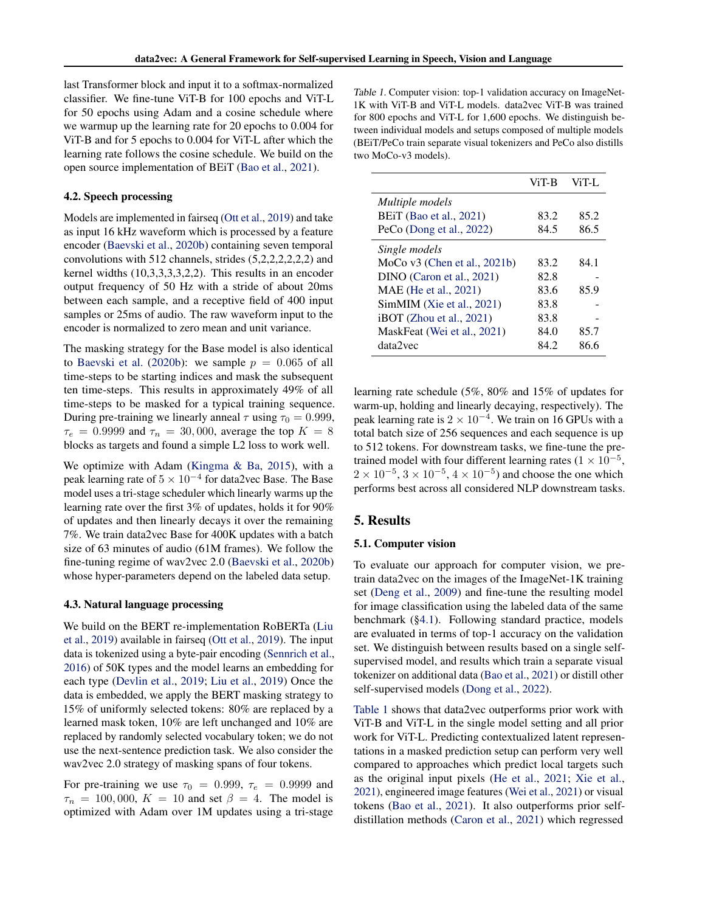last Transformer block and input it to a softmax-normalized classifier. We fine-tune ViT-B for 100 epochs and ViT-L for 50 epochs using Adam and a cosine schedule where we warmup up the learning rate for 20 epochs to 0.004 for ViT-B and for 5 epochs to 0.004 for ViT-L after which the learning rate follows the cosine schedule. We build on the open source implementation of BEiT (Bao et al., 2021).

### 4.2. Speech processing

Models are implemented in fairseq (Ott et al., 2019) and take as input 16 kHz waveform which is processed by a feature encoder (Baevski et al., 2020b) containing seven temporal convolutions with 512 channels, strides (5,2,2,2,2,2,2) and kernel widths (10,3,3,3,3,2,2). This results in an encoder output frequency of 50 Hz with a stride of about 20ms between each sample, and a receptive field of 400 input samples or 25ms of audio. The raw waveform input to the encoder is normalized to zero mean and unit variance.

The masking strategy for the Base model is also identical to Baevski et al. (2020b): we sample $p = 0.065$ of all time-steps to be starting indices and mask the subsequent ten time-steps. This results in approximately 49% of all time-steps to be masked for a typical training sequence. During pre-training we linearly anneal $\tau$ using $\tau_0 = 0.999$, $\tau_e = 0.9999$ and $\tau_n = 30,000$, average the top $K = 8$ blocks as targets and found a simple L2 loss to work well.

We optimize with Adam (Kingma & Ba, 2015), with a peak learning rate of $5 \times 10^{-4}$ for data2vec Base. The Base model uses a tri-stage scheduler which linearly warms up the learning rate over the first 3% of updates, holds it for 90% of updates and then linearly decays it over the remaining 7%. We train data2vec Base for 400K updates with a batch size of 63 minutes of audio (61M frames). We follow the fine-tuning regime of wav2vec 2.0 (Baevski et al., 2020b) whose hyper-parameters depend on the labeled data setup.

### 4.3. Natural language processing

We build on the BERT re-implementation RoBERTa (Liu et al., 2019) available in fairseq (Ott et al., 2019). The input data is tokenized using a byte-pair encoding (Sennrich et al., 2016) of 50K types and the model learns an embedding for each type (Devlin et al., 2019; Liu et al., 2019) Once the data is embedded, we apply the BERT masking strategy to 15% of uniformly selected tokens: 80% are replaced by a learned mask token, 10% are left unchanged and 10% are replaced by randomly selected vocabulary token; we do not use the next-sentence prediction task. We also consider the wav2vec 2.0 strategy of masking spans of four tokens.

For pre-training we use $\tau_0 = 0.999$, $\tau_e = 0.9999$ and $\tau_n = 100,000$, $K = 10$ and set $\beta = 4$. The model is optimized with Adam over 1M updates using a tri-stage learning rate schedule (5%, 80% and 15% of updates for warm-up, holding and linearly decaying, respectively). The peak learning rate is $2 \times 10^{-4}$. We train on 16 GPUs with a total batch size of 256 sequences and each sequence is up to 512 tokens. For downstream tasks, we fine-tune the pre-trained model with four different learning rates ($1 \times 10^{-5}$, $2 \times 10^{-5}$, $3 \times 10^{-5}$, $4 \times 10^{-5}$) and choose the one which performs best across all considered NLP downstream tasks.

Table 1. Computer vision: top-1 validation accuracy on ImageNet-1K with ViT-B and ViT-L models. data2vec ViT-B was trained for 800 epochs and ViT-L for 1,600 epochs. We distinguish between individual models and setups composed of multiple models (BEiT/PeCo train separate visual tokenizers and PeCo also distills two MoCo-v3 models).

| | ViT-B | ViT-L |
|---|---|---|
| *Multiple models* | | |
| BEiT (Bao et al., 2021) | 83.2 | 85.2 |
| PeCo (Dong et al., 2022) | 84.5 | 86.5 |
| *Single models* | | |
| MoCo v3 (Chen et al., 2021b) | 83.2 | 84.1 |
| DINO (Caron et al., 2021) | 82.8 | - |
| MAE (He et al., 2021) | 83.6 | 85.9 |
| SimMIM (Xie et al., 2021) | 83.8 | - |
| iBOT (Zhou et al., 2021) | 83.8 | - |
| MaskFeat (Wei et al., 2021) | 84.0 | 85.7 |
| data2vec | 84.2 | 86.6 |

## 5. Results

### 5.1. Computer vision

To evaluate our approach for computer vision, we pre-train data2vec on the images of the ImageNet-1K training set (Deng et al., 2009) and fine-tune the resulting model for image classification using the labeled data of the same benchmark (§4.1). Following standard practice, models are evaluated in terms of top-1 accuracy on the validation set. We distinguish between results based on a single self-supervised model, and results which train a separate visual tokenizer on additional data (Bao et al., 2021) or distill other self-supervised models (Dong et al., 2022).

Table 1 shows that data2vec outperforms prior work with ViT-B and ViT-L in the single model setting and all prior work for ViT-L. Predicting contextualized latent representations in a masked prediction setup can perform very well compared to approaches which predict local targets such as the original input pixels (He et al., 2021; Xie et al., 2021), engineered image features (Wei et al., 2021) or visual tokens (Bao et al., 2021). It also outperforms prior self-distillation methods (Caron et al., 2021) which regressed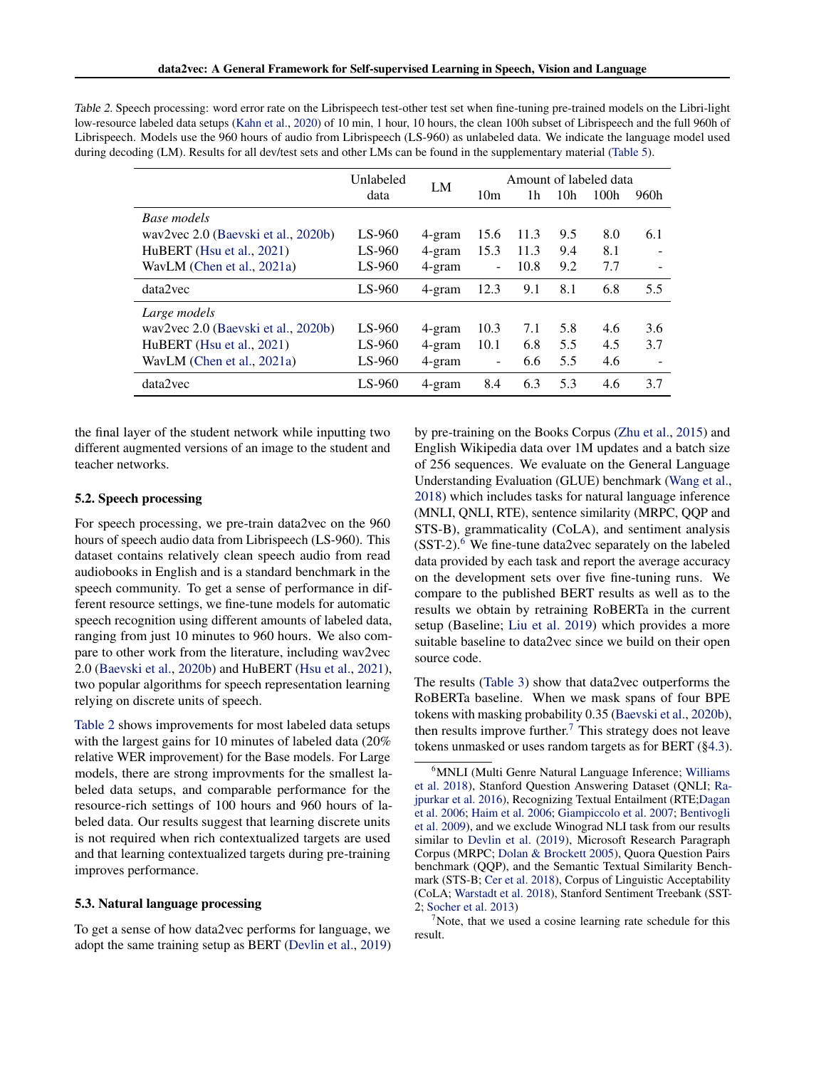Table 2. Speech processing: word error rate on the Librispeech test-other test set when fine-tuning pre-trained models on the Libri-light low-resource labeled data setups (Kahn et al., 2020) of 10 min, 1 hour, 10 hours, the clean 100h subset of Librispeech and the full 960h of Librispeech. Models use the 960 hours of audio from Librispeech (LS-960) as unlabeled data. We indicate the language model used during decoding (LM). Results for all dev/test sets and other LMs can be found in the supplementary material (Table 5).

| | Unlabeled data | LM | Amount of labeled data | | | | |
|---|---|---|---|---|---|---|---|
| | | | 10m | 1h | 10h | 100h | 960h |
| *Base models* | | | | | | | |
| wav2vec 2.0 (Baevski et al., 2020b) | LS-960 | 4-gram | 15.6 | 11.3 | 9.5 | 8.0 | 6.1 |
| HuBERT (Hsu et al., 2021) | LS-960 | 4-gram | 15.3 | 11.3 | 9.4 | 8.1 | - |
| WavLM (Chen et al., 2021a) | LS-960 | 4-gram | - | 10.8 | 9.2 | 7.7 | - |
| data2vec | LS-960 | 4-gram | 12.3 | 9.1 | 8.1 | 6.8 | 5.5 |
| *Large models* | | | | | | | |
| wav2vec 2.0 (Baevski et al., 2020b) | LS-960 | 4-gram | 10.3 | 7.1 | 5.8 | 4.6 | 3.6 |
| HuBERT (Hsu et al., 2021) | LS-960 | 4-gram | 10.1 | 6.8 | 5.5 | 4.5 | 3.7 |
| WavLM (Chen et al., 2021a) | LS-960 | 4-gram | - | 6.6 | 5.5 | 4.6 | - |
| data2vec | LS-960 | 4-gram | 8.4 | 6.3 | 5.3 | 4.6 | 3.7 |

the final layer of the student network while inputting two different augmented versions of an image to the student and teacher networks.

### 5.2. Speech processing

For speech processing, we pre-train data2vec on the 960 hours of speech audio data from Librispeech (LS-960). This dataset contains relatively clean speech audio from read audiobooks in English and is a standard benchmark in the speech community. To get a sense of performance in different resource settings, we fine-tune models for automatic speech recognition using different amounts of labeled data, ranging from just 10 minutes to 960 hours. We also compare to other work from the literature, including wav2vec 2.0 (Baevski et al., 2020b) and HuBERT (Hsu et al., 2021), two popular algorithms for speech representation learning relying on discrete units of speech.

Table 2 shows improvements for most labeled data setups with the largest gains for 10 minutes of labeled data (20% relative WER improvement) for the Base models. For Large models, there are strong improvments for the smallest labeled data setups, and comparable performance for the resource-rich settings of 100 hours and 960 hours of labeled data. Our results suggest that learning discrete units is not required when rich contextualized targets are used and that learning contextualized targets during pre-training improves performance.

### 5.3. Natural language processing

To get a sense of how data2vec performs for language, we adopt the same training setup as BERT (Devlin et al., 2019) by pre-training on the Books Corpus (Zhu et al., 2015) and English Wikipedia data over 1M updates and a batch size of 256 sequences. We evaluate on the General Language Understanding Evaluation (GLUE) benchmark (Wang et al., 2018) which includes tasks for natural language inference (MNLI, QNLI, RTE), sentence similarity (MRPC, QQP and STS-B), grammaticality (CoLA), and sentiment analysis (SST-2).[6] We fine-tune data2vec separately on the labeled data provided by each task and report the average accuracy on the development sets over five fine-tuning runs. We compare to the published BERT results as well as to the results we obtain by retraining RoBERTa in the current setup (Baseline; Liu et al. 2019) which provides a more suitable baseline to data2vec since we build on their open source code.

The results (Table 3) show that data2vec outperforms the RoBERTa baseline. When we mask spans of four BPE tokens with masking probability 0.35 (Baevski et al., 2020b), then results improve further.[7] This strategy does not leave tokens unmasked or uses random targets as for BERT (§4.3).

[6] MNLI (Multi Genre Natural Language Inference; Williams et al. 2018), Stanford Question Answering Dataset (QNLI; Rajpurkar et al. 2016), Recognizing Textual Entailment (RTE;Dagan et al. 2006; Haim et al. 2006; Giampiccolo et al. 2007; Bentivogli et al. 2009), and we exclude Winograd NLI task from our results similar to Devlin et al. (2019), Microsoft Research Paragraph Corpus (MRPC; Dolan & Brockett 2005), Quora Question Pairs benchmark (QQP), and the Semantic Textual Similarity Benchmark (STS-B; Cer et al. 2018), Corpus of Linguistic Acceptability (CoLA; Warstadt et al. 2018), Stanford Sentiment Treebank (SST-2; Socher et al. 2013)

[7] Note, that we used a cosine learning rate schedule for this result.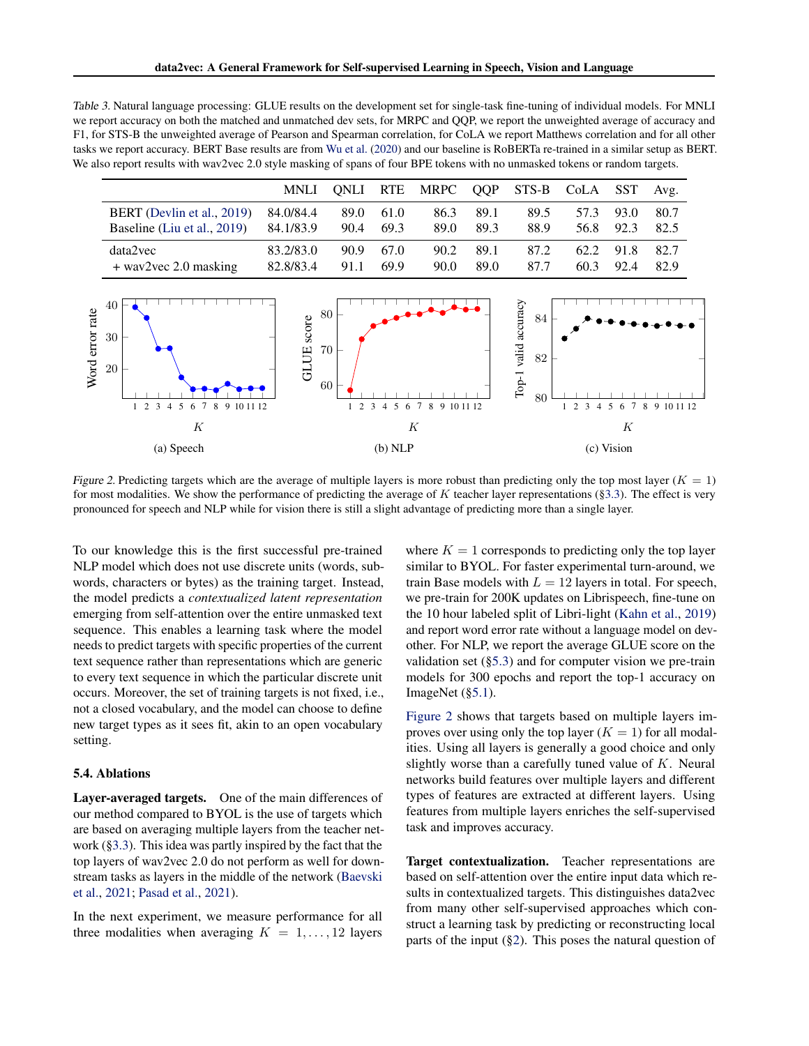Table 3. Natural language processing: GLUE results on the development set for single-task fine-tuning of individual models. For MNLI we report accuracy on both the matched and unmatched dev sets, for MRPC and QQP, we report the unweighted average of accuracy and F1, for STS-B the unweighted average of Pearson and Spearman correlation, for CoLA we report Matthews correlation and for all other tasks we report accuracy. BERT Base results are from Wu et al. (2020) and our baseline is RoBERTa re-trained in a similar setup as BERT. We also report results with wav2vec 2.0 style masking of spans of four BPE tokens with no unmasked tokens or random targets.

| | MNLI | QNLI | RTE | MRPC | QQP | STS-B | CoLA | SST | Avg. |
|---|---|---|---|---|---|---|---|---|---|
| BERT (Devlin et al., 2019) | 84.0/84.4 | 89.0 | 61.0 | 86.3 | 89.1 | 89.5 | 57.3 | 93.0 | 80.7 |
| Baseline (Liu et al., 2019) | 84.1/83.9 | 90.4 | 69.3 | 89.0 | 89.3 | 88.9 | 56.8 | 92.3 | 82.5 |
| data2vec | 83.2/83.0 | 90.9 | 67.0 | 90.2 | 89.1 | 87.2 | 62.2 | 91.8 | 82.7 |
| + wav2vec 2.0 masking | 82.8/83.4 | 91.1 | 69.9 | 90.0 | 89.0 | 87.7 | 60.3 | 92.4 | 82.9 |

(a) Speech (b) NLP (c) Vision

Figure 2. Predicting targets which are the average of multiple layers is more robust than predicting only the top most layer ($K = 1$) for most modalities. We show the performance of predicting the average of $K$ teacher layer representations (§3.3). The effect is very pronounced for speech and NLP while for vision there is still a slight advantage of predicting more than a single layer.

To our knowledge this is the first successful pre-trained NLP model which does not use discrete units (words, sub-words, characters or bytes) as the training target. Instead, the model predicts a *contextualized latent representation* emerging from self-attention over the entire unmasked text sequence. This enables a learning task where the model needs to predict targets with specific properties of the current text sequence rather than representations which are generic to every text sequence in which the particular discrete unit occurs. Moreover, the set of training targets is not fixed, i.e., not a closed vocabulary, and the model can choose to define new target types as it sees fit, akin to an open vocabulary setting.

### 5.4. Ablations

**Layer-averaged targets.** One of the main differences of our method compared to BYOL is the use of targets which are based on averaging multiple layers from the teacher network (§3.3). This idea was partly inspired by the fact that the top layers of wav2vec 2.0 do not perform as well for downstream tasks as layers in the middle of the network (Baevski et al., 2021; Pasad et al., 2021).

In the next experiment, we measure performance for all three modalities when averaging $K = 1, \ldots, 12$ layers where $K = 1$ corresponds to predicting only the top layer similar to BYOL. For faster experimental turn-around, we train Base models with $L = 12$ layers in total. For speech, we pre-train for 200K updates on Librispeech, fine-tune on the 10 hour labeled split of Libri-light (Kahn et al., 2019) and report word error rate without a language model on dev-other. For NLP, we report the average GLUE score on the validation set (§5.3) and for computer vision we pre-train models for 300 epochs and report the top-1 accuracy on ImageNet (§5.1).

Figure 2 shows that targets based on multiple layers improves over using only the top layer ($K = 1$) for all modalities. Using all layers is generally a good choice and only slightly worse than a carefully tuned value of $K$. Neural networks build features over multiple layers and different types of features are extracted at different layers. Using features from multiple layers enriches the self-supervised task and improves accuracy.

**Target contextualization.** Teacher representations are based on self-attention over the entire input data which results in contextualized targets. This distinguishes data2vec from many other self-supervised approaches which construct a learning task by predicting or reconstructing local parts of the input (§2). This poses the natural question of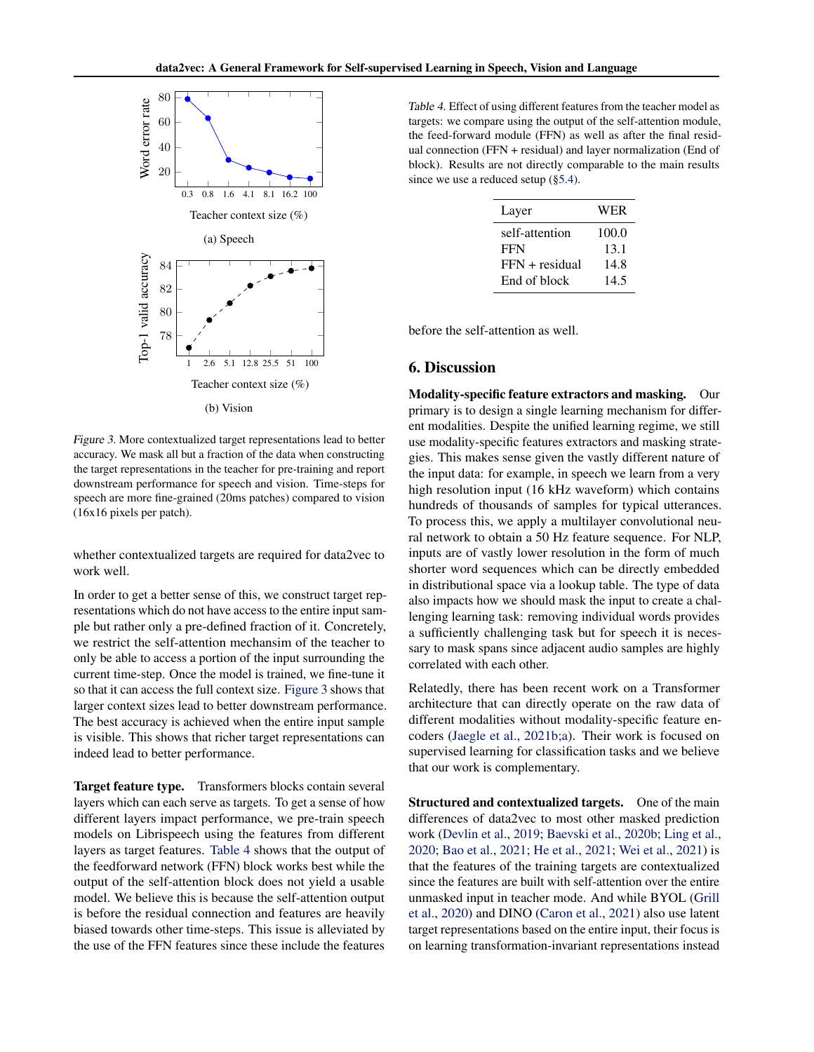Figure 3. More contextualized target representations lead to better accuracy. We mask all but a fraction of the data when constructing the target representations in the teacher for pre-training and report downstream performance for speech and vision. Time-steps for speech are more fine-grained (20ms patches) compared to vision (16x16 pixels per patch).

whether contextualized targets are required for data2vec to work well.

In order to get a better sense of this, we construct target representations which do not have access to the entire input sample but rather only a pre-defined fraction of it. Concretely, we restrict the self-attention mechansim of the teacher to only be able to access a portion of the input surrounding the current time-step. Once the model is trained, we fine-tune it so that it can access the full context size. Figure 3 shows that larger context sizes lead to better downstream performance. The best accuracy is achieved when the entire input sample is visible. This shows that richer target representations can indeed lead to better performance.

**Target feature type.** Transformers blocks contain several layers which can each serve as targets. To get a sense of how different layers impact performance, we pre-train speech models on Librispeech using the features from different layers as target features. Table 4 shows that the output of the feedforward network (FFN) block works best while the output of the self-attention block does not yield a usable model. We believe this is because the self-attention output is before the residual connection and features are heavily biased towards other time-steps. This issue is alleviated by the use of the FFN features since these include the features before the self-attention as well.

Table 4. Effect of using different features from the teacher model as targets: we compare using the output of the self-attention module, the feed-forward module (FFN) as well as after the final residual connection (FFN + residual) and layer normalization (End of block). Results are not directly comparable to the main results since we use a reduced setup (§5.4).

| Layer | WER |
|---|---|
| self-attention | 100.0 |
| FFN | 13.1 |
| FFN + residual | 14.8 |
| End of block | 14.5 |

## 6. Discussion

**Modality-specific feature extractors and masking.** Our primary is to design a single learning mechanism for different modalities. Despite the unified learning regime, we still use modality-specific features extractors and masking strategies. This makes sense given the vastly different nature of the input data: for example, in speech we learn from a very high resolution input (16 kHz waveform) which contains hundreds of thousands of samples for typical utterances. To process this, we apply a multilayer convolutional neural network to obtain a 50 Hz feature sequence. For NLP, inputs are of vastly lower resolution in the form of much shorter word sequences which can be directly embedded in distributional space via a lookup table. The type of data also impacts how we should mask the input to create a challenging learning task: removing individual words provides a sufficiently challenging task but for speech it is necessary to mask spans since adjacent audio samples are highly correlated with each other.

Relatedly, there has been recent work on a Transformer architecture that can directly operate on the raw data of different modalities without modality-specific feature encoders (Jaegle et al., 2021b;a). Their work is focused on supervised learning for classification tasks and we believe that our work is complementary.

**Structured and contextualized targets.** One of the main differences of data2vec to most other masked prediction work (Devlin et al., 2019; Baevski et al., 2020b; Ling et al., 2020; Bao et al., 2021; He et al., 2021; Wei et al., 2021) is that the features of the training targets are contextualized since the features are built with self-attention over the entire unmasked input in teacher mode. And while BYOL (Grill et al., 2020) and DINO (Caron et al., 2021) also use latent target representations based on the entire input, their focus is on learning transformation-invariant representations instead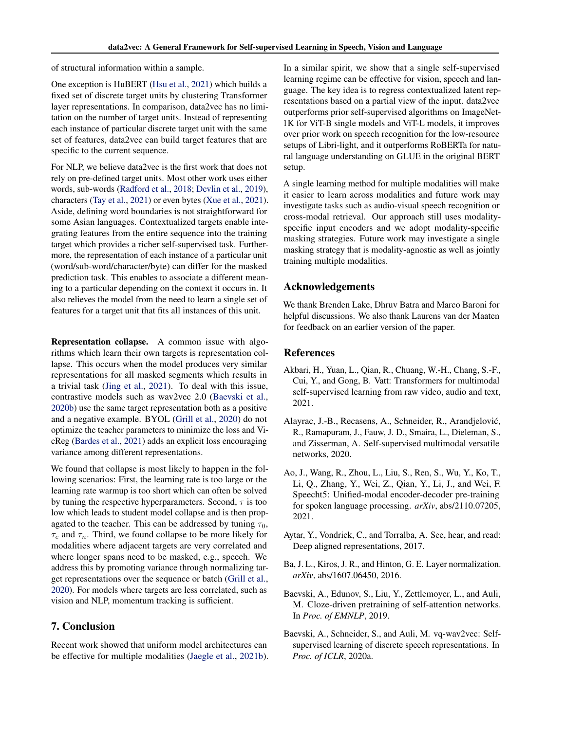of structural information within a sample.

One exception is HuBERT (Hsu et al., 2021) which builds a fixed set of discrete target units by clustering Transformer layer representations. In comparison, data2vec has no limitation on the number of target units. Instead of representing each instance of particular discrete target unit with the same set of features, data2vec can build target features that are specific to the current sequence.

For NLP, we believe data2vec is the first work that does not rely on pre-defined target units. Most other work uses either words, sub-words (Radford et al., 2018; Devlin et al., 2019), characters (Tay et al., 2021) or even bytes (Xue et al., 2021). Aside, defining word boundaries is not straightforward for some Asian languages. Contextualized targets enable integrating features from the entire sequence into the training target which provides a richer self-supervised task. Furthermore, the representation of each instance of a particular unit (word/sub-word/character/byte) can differ for the masked prediction task. This enables to associate a different meaning to a particular depending on the context it occurs in. It also relieves the model from the need to learn a single set of features for a target unit that fits all instances of this unit.

**Representation collapse.** A common issue with algorithms which learn their own targets is representation collapse. This occurs when the model produces very similar representations for all masked segments which results in a trivial task (Jing et al., 2021). To deal with this issue, contrastive models such as wav2vec 2.0 (Baevski et al., 2020b) use the same target representation both as a positive and a negative example. BYOL (Grill et al., 2020) do not optimize the teacher parameters to minimize the loss and VicReg (Bardes et al., 2021) adds an explicit loss encouraging variance among different representations.

We found that collapse is most likely to happen in the following scenarios: First, the learning rate is too large or the learning rate warmup is too short which can often be solved by tuning the respective hyperparameters. Second, $\tau$ is too low which leads to student model collapse and is then propagated to the teacher. This can be addressed by tuning $\tau_0$, $\tau_e$ and $\tau_n$. Third, we found collapse to be more likely for modalities where adjacent targets are very correlated and where longer spans need to be masked, e.g., speech. We address this by promoting variance through normalizing target representations over the sequence or batch (Grill et al., 2020). For models where targets are less correlated, such as vision and NLP, momentum tracking is sufficient.

## 7. Conclusion

Recent work showed that uniform model architectures can be effective for multiple modalities (Jaegle et al., 2021b). In a similar spirit, we show that a single self-supervised learning regime can be effective for vision, speech and language. The key idea is to regress contextualized latent representations based on a partial view of the input. data2vec outperforms prior self-supervised algorithms on ImageNet-1K for ViT-B single models and ViT-L models, it improves over prior work on speech recognition for the low-resource setups of Libri-light, and it outperforms RoBERTa for natural language understanding on GLUE in the original BERT setup.

A single learning method for multiple modalities will make it easier to learn across modalities and future work may investigate tasks such as audio-visual speech recognition or cross-modal retrieval. Our approach still uses modality-specific input encoders and we adopt modality-specific masking strategies. Future work may investigate a single masking strategy that is modality-agnostic as well as jointly training multiple modalities.

## Acknowledgements

We thank Brenden Lake, Dhruv Batra and Marco Baroni for helpful discussions. We also thank Laurens van der Maaten for feedback on an earlier version of the paper.

## References

Akbari, H., Yuan, L., Qian, R., Chuang, W.-H., Chang, S.-F., Cui, Y., and Gong, B. Vatt: Transformers for multimodal self-supervised learning from raw video, audio and text, 2021.

Alayrac, J.-B., Recasens, A., Schneider, R., Arandjelović, R., Ramapuram, J., Fauw, J. D., Smaira, L., Dieleman, S., and Zisserman, A. Self-supervised multimodal versatile networks, 2020.

Ao, J., Wang, R., Zhou, L., Liu, S., Ren, S., Wu, Y., Ko, T., Li, Q., Zhang, Y., Wei, Z., Qian, Y., Li, J., and Wei, F. Speecht5: Unified-modal encoder-decoder pre-training for spoken language processing. *arXiv*, abs/2110.07205, 2021.

Aytar, Y., Vondrick, C., and Torralba, A. See, hear, and read: Deep aligned representations, 2017.

Ba, J. L., Kiros, J. R., and Hinton, G. E. Layer normalization. *arXiv*, abs/1607.06450, 2016.

Baevski, A., Edunov, S., Liu, Y., Zettlemoyer, L., and Auli, M. Cloze-driven pretraining of self-attention networks. In *Proc. of EMNLP*, 2019.

Baevski, A., Schneider, S., and Auli, M. vq-wav2vec: Self-supervised learning of discrete speech representations. In *Proc. of ICLR*, 2020a.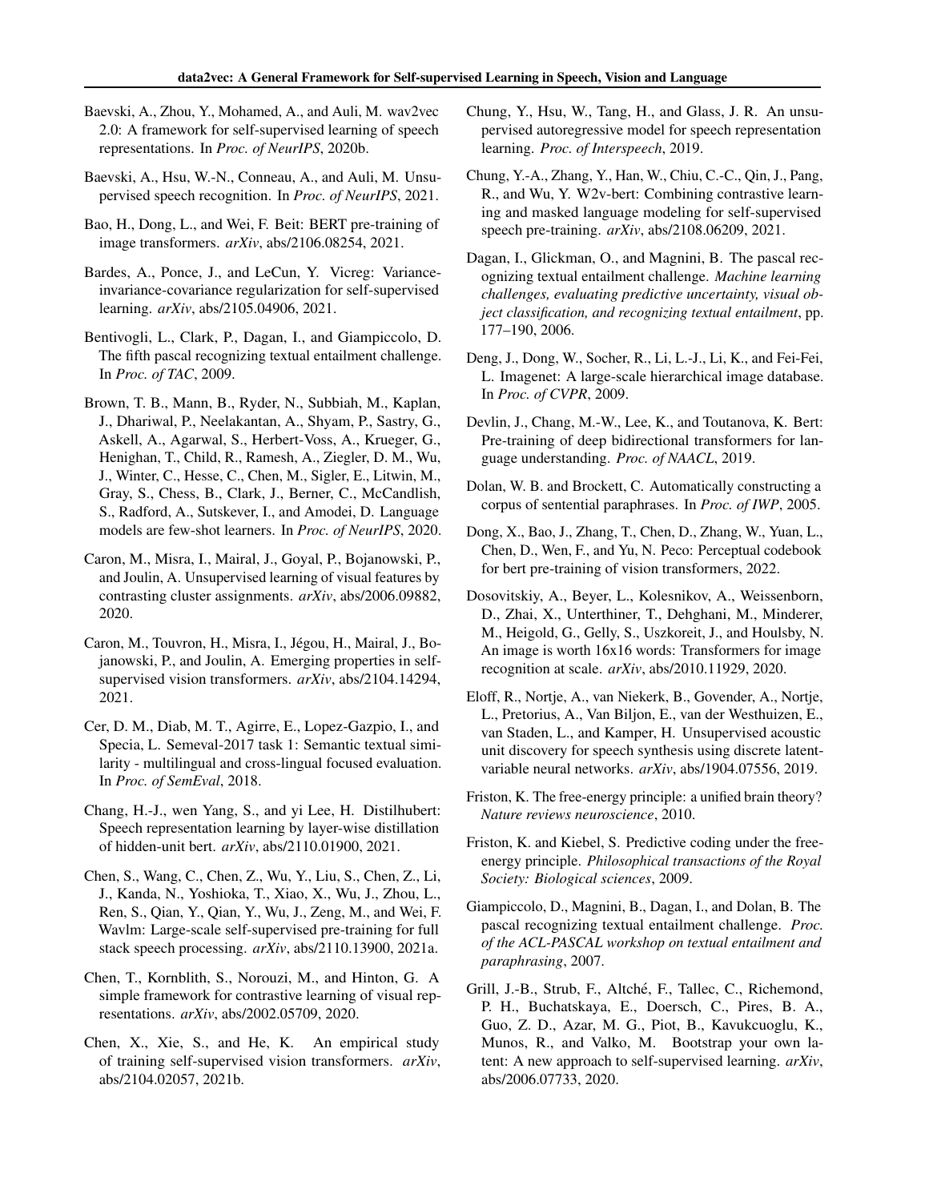Baevski, A., Zhou, Y., Mohamed, A., and Auli, M. wav2vec 2.0: A framework for self-supervised learning of speech representations. In *Proc. of NeurIPS*, 2020b.

Baevski, A., Hsu, W.-N., Conneau, A., and Auli, M. Unsupervised speech recognition. In *Proc. of NeurIPS*, 2021.

Bao, H., Dong, L., and Wei, F. Beit: BERT pre-training of image transformers. *arXiv*, abs/2106.08254, 2021.

Bardes, A., Ponce, J., and LeCun, Y. Vicreg: Variance-invariance-covariance regularization for self-supervised learning. *arXiv*, abs/2105.04906, 2021.

Bentivogli, L., Clark, P., Dagan, I., and Giampiccolo, D. The fifth pascal recognizing textual entailment challenge. In *Proc. of TAC*, 2009.

Brown, T. B., Mann, B., Ryder, N., Subbiah, M., Kaplan, J., Dhariwal, P., Neelakantan, A., Shyam, P., Sastry, G., Askell, A., Agarwal, S., Herbert-Voss, A., Krueger, G., Henighan, T., Child, R., Ramesh, A., Ziegler, D. M., Wu, J., Winter, C., Hesse, C., Chen, M., Sigler, E., Litwin, M., Gray, S., Chess, B., Clark, J., Berner, C., McCandlish, S., Radford, A., Sutskever, I., and Amodei, D. Language models are few-shot learners. In *Proc. of NeurIPS*, 2020.

Caron, M., Misra, I., Mairal, J., Goyal, P., Bojanowski, P., and Joulin, A. Unsupervised learning of visual features by contrasting cluster assignments. *arXiv*, abs/2006.09882, 2020.

Caron, M., Touvron, H., Misra, I., Jégou, H., Mairal, J., Bojanowski, P., and Joulin, A. Emerging properties in self-supervised vision transformers. *arXiv*, abs/2104.14294, 2021.

Cer, D. M., Diab, M. T., Agirre, E., Lopez-Gazpio, I., and Specia, L. Semeval-2017 task 1: Semantic textual similarity - multilingual and cross-lingual focused evaluation. In *Proc. of SemEval*, 2018.

Chang, H.-J., wen Yang, S., and yi Lee, H. Distilhubert: Speech representation learning by layer-wise distillation of hidden-unit bert. *arXiv*, abs/2110.01900, 2021.

Chen, S., Wang, C., Chen, Z., Wu, Y., Liu, S., Chen, Z., Li, J., Kanda, N., Yoshioka, T., Xiao, X., Wu, J., Zhou, L., Ren, S., Qian, Y., Qian, Y., Wu, J., Zeng, M., and Wei, F. Wavlm: Large-scale self-supervised pre-training for full stack speech processing. *arXiv*, abs/2110.13900, 2021a.

Chen, T., Kornblith, S., Norouzi, M., and Hinton, G. A simple framework for contrastive learning of visual representations. *arXiv*, abs/2002.05709, 2020.

Chen, X., Xie, S., and He, K. An empirical study of training self-supervised vision transformers. *arXiv*, abs/2104.02057, 2021b.

Chung, Y., Hsu, W., Tang, H., and Glass, J. R. An unsupervised autoregressive model for speech representation learning. *Proc. of Interspeech*, 2019.

Chung, Y.-A., Zhang, Y., Han, W., Chiu, C.-C., Qin, J., Pang, R., and Wu, Y. W2v-bert: Combining contrastive learning and masked language modeling for self-supervised speech pre-training. *arXiv*, abs/2108.06209, 2021.

Dagan, I., Glickman, O., and Magnini, B. The pascal recognizing textual entailment challenge. *Machine learning challenges, evaluating predictive uncertainty, visual object classification, and recognizing textual entailment*, pp. 177–190, 2006.

Deng, J., Dong, W., Socher, R., Li, L.-J., Li, K., and Fei-Fei, L. Imagenet: A large-scale hierarchical image database. In *Proc. of CVPR*, 2009.

Devlin, J., Chang, M.-W., Lee, K., and Toutanova, K. Bert: Pre-training of deep bidirectional transformers for language understanding. *Proc. of NAACL*, 2019.

Dolan, W. B. and Brockett, C. Automatically constructing a corpus of sentential paraphrases. In *Proc. of IWP*, 2005.

Dong, X., Bao, J., Zhang, T., Chen, D., Zhang, W., Yuan, L., Chen, D., Wen, F., and Yu, N. Peco: Perceptual codebook for bert pre-training of vision transformers, 2022.

Dosovitskiy, A., Beyer, L., Kolesnikov, A., Weissenborn, D., Zhai, X., Unterthiner, T., Dehghani, M., Minderer, M., Heigold, G., Gelly, S., Uszkoreit, J., and Houlsby, N. An image is worth 16x16 words: Transformers for image recognition at scale. *arXiv*, abs/2010.11929, 2020.

Eloff, R., Nortje, A., van Niekerk, B., Govender, A., Nortje, L., Pretorius, A., Van Biljon, E., van der Westhuizen, E., van Staden, L., and Kamper, H. Unsupervised acoustic unit discovery for speech synthesis using discrete latent-variable neural networks. *arXiv*, abs/1904.07556, 2019.

Friston, K. The free-energy principle: a unified brain theory? *Nature reviews neuroscience*, 2010.

Friston, K. and Kiebel, S. Predictive coding under the free-energy principle. *Philosophical transactions of the Royal Society: Biological sciences*, 2009.

Giampiccolo, D., Magnini, B., Dagan, I., and Dolan, B. The pascal recognizing textual entailment challenge. *Proc. of the ACL-PASCAL workshop on textual entailment and paraphrasing*, 2007.

Grill, J.-B., Strub, F., Altché, F., Tallec, C., Richemond, P. H., Buchatskaya, E., Doersch, C., Pires, B. A., Guo, Z. D., Azar, M. G., Piot, B., Kavukcuoglu, K., Munos, R., and Valko, M. Bootstrap your own latent: A new approach to self-supervised learning. *arXiv*, abs/2006.07733, 2020.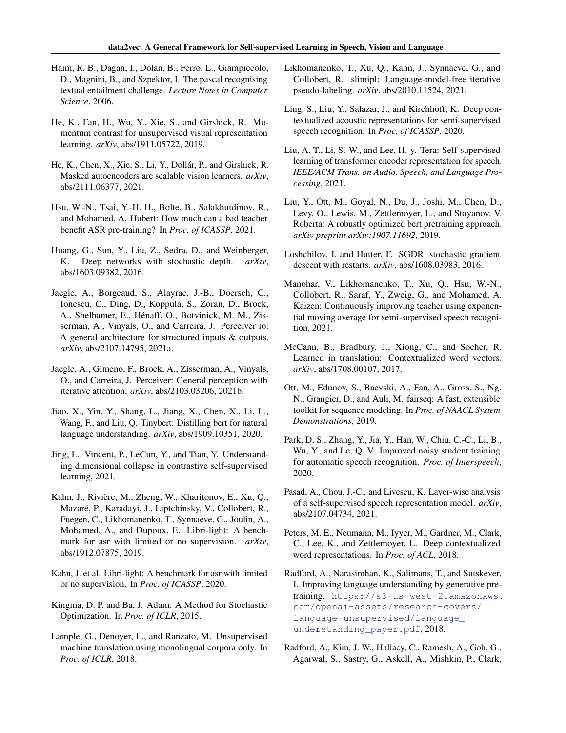Haim, R. B., Dagan, I., Dolan, B., Ferro, L., Giampiccolo, D., Magnini, B., and Szpektor, I. The pascal recognising textual entailment challenge. *Lecture Notes in Computer Science*, 2006.

He, K., Fan, H., Wu, Y., Xie, S., and Girshick, R. Momentum contrast for unsupervised visual representation learning. *arXiv*, abs/1911.05722, 2019.

He, K., Chen, X., Xie, S., Li, Y., Dollár, P., and Girshick, R. Masked autoencoders are scalable vision learners. *arXiv*, abs/2111.06377, 2021.

Hsu, W.-N., Tsai, Y.-H. H., Bolte, B., Salakhutdinov, R., and Mohamed, A. Hubert: How much can a bad teacher benefit ASR pre-training? In *Proc. of ICASSP*, 2021.

Huang, G., Sun, Y., Liu, Z., Sedra, D., and Weinberger, K. Deep networks with stochastic depth. *arXiv*, abs/1603.09382, 2016.

Jaegle, A., Borgeaud, S., Alayrac, J.-B., Doersch, C., Ionescu, C., Ding, D., Koppula, S., Zoran, D., Brock, A., Shelhamer, E., Hénaff, O., Botvinick, M. M., Zisserman, A., Vinyals, O., and Carreira, J. Perceiver io: A general architecture for structured inputs & outputs. *arXiv*, abs/2107.14795, 2021a.

Jaegle, A., Gimeno, F., Brock, A., Zisserman, A., Vinyals, O., and Carreira, J. Perceiver: General perception with iterative attention. *arXiv*, abs/2103.03206, 2021b.

Jiao, X., Yin, Y., Shang, L., Jiang, X., Chen, X., Li, L., Wang, F., and Liu, Q. Tinybert: Distilling bert for natural language understanding. *arXiv*, abs/1909.10351, 2020.

Jing, L., Vincent, P., LeCun, Y., and Tian, Y. Understanding dimensional collapse in contrastive self-supervised learning, 2021.

Kahn, J., Rivière, M., Zheng, W., Kharitonov, E., Xu, Q., Mazaré, P., Karadayi, J., Liptchinsky, V., Collobert, R., Fuegen, C., Likhomanenko, T., Synnaeve, G., Joulin, A., Mohamed, A., and Dupoux, E. Libri-light: A benchmark for asr with limited or no supervision. *arXiv*, abs/1912.07875, 2019.

Kahn, J. et al. Libri-light: A benchmark for asr with limited or no supervision. In *Proc. of ICASSP*, 2020.

Kingma, D. P. and Ba, J. Adam: A Method for Stochastic Optimization. In *Proc. of ICLR*, 2015.

Lample, G., Denoyer, L., and Ranzato, M. Unsupervised machine translation using monolingual corpora only. In *Proc. of ICLR*, 2018.

Likhomanenko, T., Xu, Q., Kahn, J., Synnaeve, G., and Collobert, R. slimipl: Language-model-free iterative pseudo-labeling. *arXiv*, abs/2010.11524, 2021.

Ling, S., Liu, Y., Salazar, J., and Kirchhoff, K. Deep contextualized acoustic representations for semi-supervised speech recognition. In *Proc. of ICASSP*, 2020.

Liu, A. T., Li, S.-W., and Lee, H.-y. Tera: Self-supervised learning of transformer encoder representation for speech. *IEEE/ACM Trans. on Audio, Speech, and Language Processing*, 2021.

Liu, Y., Ott, M., Goyal, N., Du, J., Joshi, M., Chen, D., Levy, O., Lewis, M., Zettlemoyer, L., and Stoyanov, V. Roberta: A robustly optimized bert pretraining approach. *arXiv preprint arXiv:1907.11692*, 2019.

Loshchilov, I. and Hutter, F. SGDR: stochastic gradient descent with restarts. *arXiv*, abs/1608.03983, 2016.

Manohar, V., Likhomanenko, T., Xu, Q., Hsu, W.-N., Collobert, R., Saraf, Y., Zweig, G., and Mohamed, A. Kaizen: Continuously improving teacher using exponential moving average for semi-supervised speech recognition, 2021.

McCann, B., Bradbury, J., Xiong, C., and Socher, R. Learned in translation: Contextualized word vectors. *arXiv*, abs/1708.00107, 2017.

Ott, M., Edunov, S., Baevski, A., Fan, A., Gross, S., Ng, N., Grangier, D., and Auli, M. fairseq: A fast, extensible toolkit for sequence modeling. In *Proc. of NAACL System Demonstrations*, 2019.

Park, D. S., Zhang, Y., Jia, Y., Han, W., Chiu, C.-C., Li, B., Wu, Y., and Le, Q. V. Improved noisy student training for automatic speech recognition. *Proc. of Interspeech*, 2020.

Pasad, A., Chou, J.-C., and Livescu, K. Layer-wise analysis of a self-supervised speech representation model. *arXiv*, abs/2107.04734, 2021.

Peters, M. E., Neumann, M., Iyyer, M., Gardner, M., Clark, C., Lee, K., and Zettlemoyer, L. Deep contextualized word representations. In *Proc. of ACL*, 2018.

Radford, A., Narasimhan, K., Salimans, T., and Sutskever, I. Improving language understanding by generative pretraining. https://s3-us-west-2.amazonaws.com/openai-assets/research-covers/language-unsupervised/language_understanding_paper.pdf, 2018.

Radford, A., Kim, J. W., Hallacy, C., Ramesh, A., Goh, G., Agarwal, S., Sastry, G., Askell, A., Mishkin, P., Clark,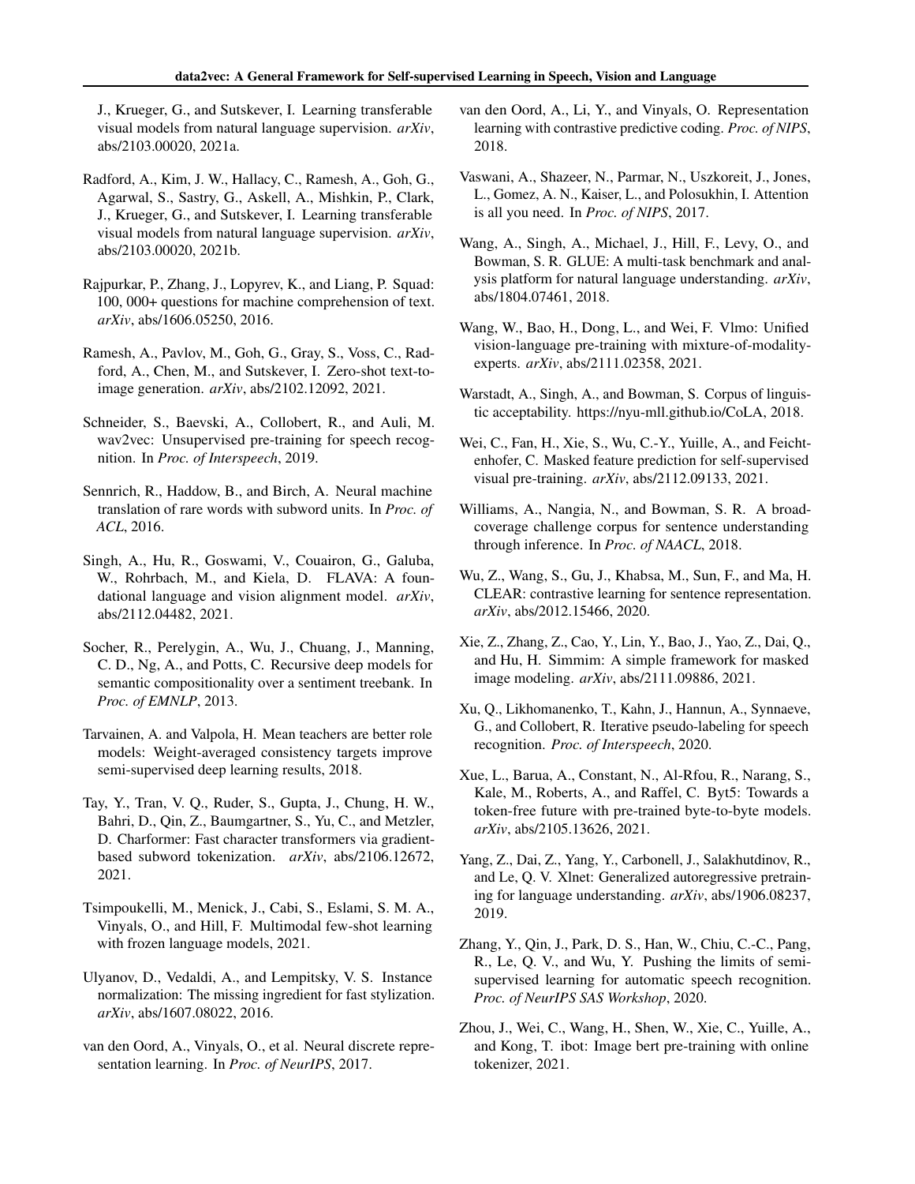J., Krueger, G., and Sutskever, I. Learning transferable visual models from natural language supervision. *arXiv*, abs/2103.00020, 2021a.

Radford, A., Kim, J. W., Hallacy, C., Ramesh, A., Goh, G., Agarwal, S., Sastry, G., Askell, A., Mishkin, P., Clark, J., Krueger, G., and Sutskever, I. Learning transferable visual models from natural language supervision. *arXiv*, abs/2103.00020, 2021b.

Rajpurkar, P., Zhang, J., Lopyrev, K., and Liang, P. Squad: 100, 000+ questions for machine comprehension of text. *arXiv*, abs/1606.05250, 2016.

Ramesh, A., Pavlov, M., Goh, G., Gray, S., Voss, C., Radford, A., Chen, M., and Sutskever, I. Zero-shot text-to-image generation. *arXiv*, abs/2102.12092, 2021.

Schneider, S., Baevski, A., Collobert, R., and Auli, M. wav2vec: Unsupervised pre-training for speech recognition. In *Proc. of Interspeech*, 2019.

Sennrich, R., Haddow, B., and Birch, A. Neural machine translation of rare words with subword units. In *Proc. of ACL*, 2016.

Singh, A., Hu, R., Goswami, V., Couairon, G., Galuba, W., Rohrbach, M., and Kiela, D. FLAVA: A foundational language and vision alignment model. *arXiv*, abs/2112.04482, 2021.

Socher, R., Perelygin, A., Wu, J., Chuang, J., Manning, C. D., Ng, A., and Potts, C. Recursive deep models for semantic compositionality over a sentiment treebank. In *Proc. of EMNLP*, 2013.

Tarvainen, A. and Valpola, H. Mean teachers are better role models: Weight-averaged consistency targets improve semi-supervised deep learning results, 2018.

Tay, Y., Tran, V. Q., Ruder, S., Gupta, J., Chung, H. W., Bahri, D., Qin, Z., Baumgartner, S., Yu, C., and Metzler, D. Charformer: Fast character transformers via gradient-based subword tokenization. *arXiv*, abs/2106.12672, 2021.

Tsimpoukelli, M., Menick, J., Cabi, S., Eslami, S. M. A., Vinyals, O., and Hill, F. Multimodal few-shot learning with frozen language models, 2021.

Ulyanov, D., Vedaldi, A., and Lempitsky, V. S. Instance normalization: The missing ingredient for fast stylization. *arXiv*, abs/1607.08022, 2016.

van den Oord, A., Vinyals, O., et al. Neural discrete representation learning. In *Proc. of NeurIPS*, 2017.

van den Oord, A., Li, Y., and Vinyals, O. Representation learning with contrastive predictive coding. *Proc. of NIPS*, 2018.

Vaswani, A., Shazeer, N., Parmar, N., Uszkoreit, J., Jones, L., Gomez, A. N., Kaiser, L., and Polosukhin, I. Attention is all you need. In *Proc. of NIPS*, 2017.

Wang, A., Singh, A., Michael, J., Hill, F., Levy, O., and Bowman, S. R. GLUE: A multi-task benchmark and analysis platform for natural language understanding. *arXiv*, abs/1804.07461, 2018.

Wang, W., Bao, H., Dong, L., and Wei, F. Vlmo: Unified vision-language pre-training with mixture-of-modality-experts. *arXiv*, abs/2111.02358, 2021.

Warstadt, A., Singh, A., and Bowman, S. Corpus of linguistic acceptability. https://nyu-mll.github.io/CoLA, 2018.

Wei, C., Fan, H., Xie, S., Wu, C.-Y., Yuille, A., and Feichtenhofer, C. Masked feature prediction for self-supervised visual pre-training. *arXiv*, abs/2112.09133, 2021.

Williams, A., Nangia, N., and Bowman, S. R. A broad-coverage challenge corpus for sentence understanding through inference. In *Proc. of NAACL*, 2018.

Wu, Z., Wang, S., Gu, J., Khabsa, M., Sun, F., and Ma, H. CLEAR: contrastive learning for sentence representation. *arXiv*, abs/2012.15466, 2020.

Xie, Z., Zhang, Z., Cao, Y., Lin, Y., Bao, J., Yao, Z., Dai, Q., and Hu, H. Simmim: A simple framework for masked image modeling. *arXiv*, abs/2111.09886, 2021.

Xu, Q., Likhomanenko, T., Kahn, J., Hannun, A., Synnaeve, G., and Collobert, R. Iterative pseudo-labeling for speech recognition. *Proc. of Interspeech*, 2020.

Xue, L., Barua, A., Constant, N., Al-Rfou, R., Narang, S., Kale, M., Roberts, A., and Raffel, C. Byt5: Towards a token-free future with pre-trained byte-to-byte models. *arXiv*, abs/2105.13626, 2021.

Yang, Z., Dai, Z., Yang, Y., Carbonell, J., Salakhutdinov, R., and Le, Q. V. Xlnet: Generalized autoregressive pretraining for language understanding. *arXiv*, abs/1906.08237, 2019.

Zhang, Y., Qin, J., Park, D. S., Han, W., Chiu, C.-C., Pang, R., Le, Q. V., and Wu, Y. Pushing the limits of semi-supervised learning for automatic speech recognition. *Proc. of NeurIPS SAS Workshop*, 2020.

Zhou, J., Wei, C., Wang, H., Shen, W., Xie, C., Yuille, A., and Kong, T. ibot: Image bert pre-training with online tokenizer, 2021.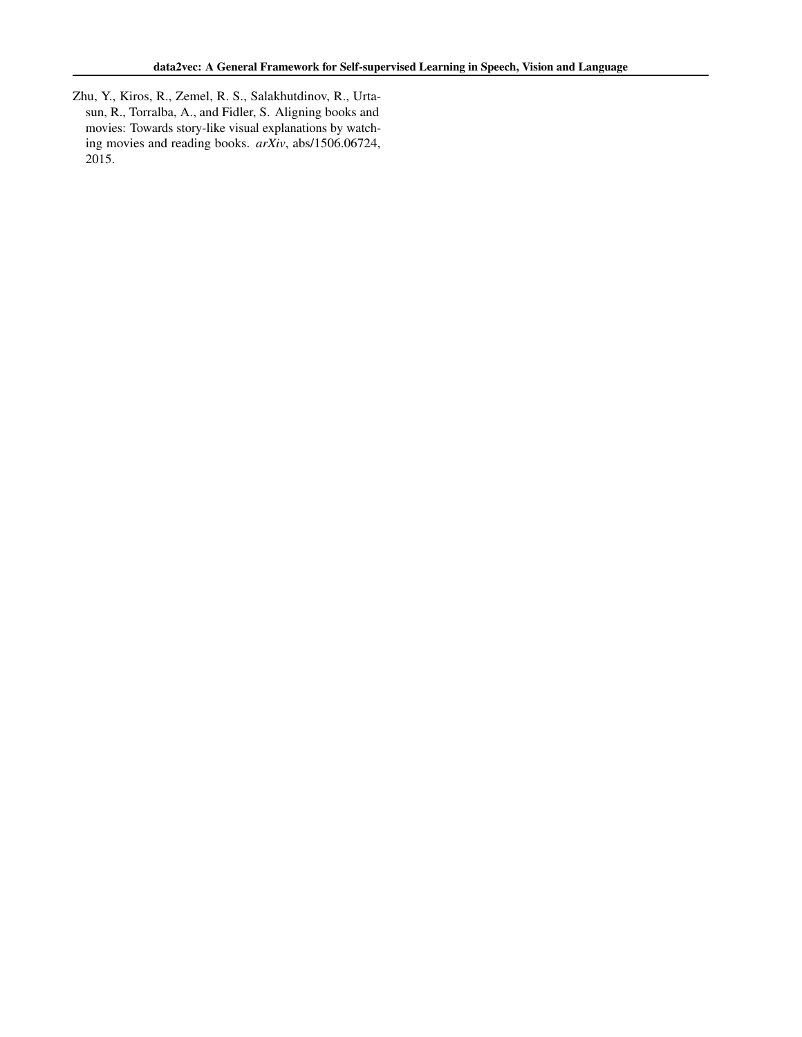Zhu, Y., Kiros, R., Zemel, R. S., Salakhutdinov, R., Urtasun, R., Torralba, A., and Fidler, S. Aligning books and movies: Towards story-like visual explanations by watching movies and reading books. *arXiv*, abs/1506.06724, 2015.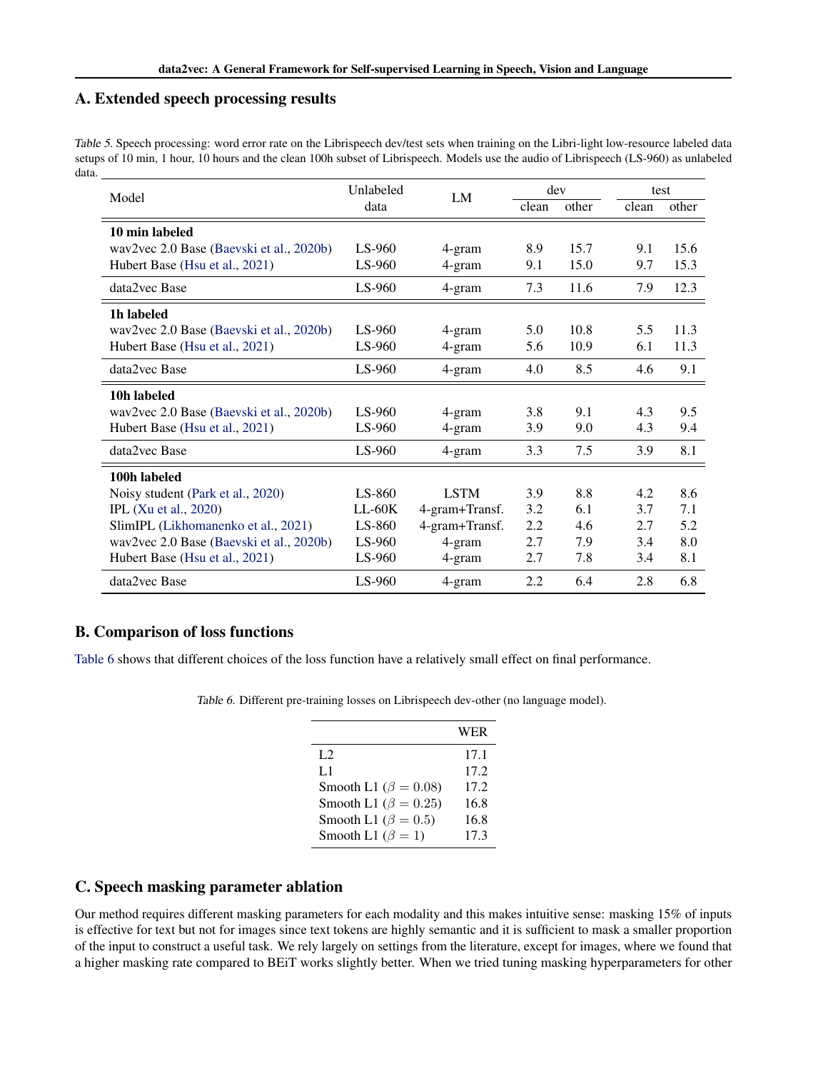## A. Extended speech processing results

*Table 5.* Speech processing: word error rate on the Librispeech dev/test sets when training on the Libri-light low-resource labeled data setups of 10 min, 1 hour, 10 hours and the clean 100h subset of Librispeech. Models use the audio of Librispeech (LS-960) as unlabeled data.

| Model | Unlabeled data | LM | dev | | test | |
|---|---|---|---|---|---|---|
| | | | clean | other | clean | other |
| **10 min labeled** | | | | | | |
| wav2vec 2.0 Base (Baevski et al., 2020b) | LS-960 | 4-gram | 8.9 | 15.7 | 9.1 | 15.6 |
| Hubert Base (Hsu et al., 2021) | LS-960 | 4-gram | 9.1 | 15.0 | 9.7 | 15.3 |
| data2vec Base | LS-960 | 4-gram | 7.3 | 11.6 | 7.9 | 12.3 |
| **1h labeled** | | | | | | |
| wav2vec 2.0 Base (Baevski et al., 2020b) | LS-960 | 4-gram | 5.0 | 10.8 | 5.5 | 11.3 |
| Hubert Base (Hsu et al., 2021) | LS-960 | 4-gram | 5.6 | 10.9 | 6.1 | 11.3 |
| data2vec Base | LS-960 | 4-gram | 4.0 | 8.5 | 4.6 | 9.1 |
| **10h labeled** | | | | | | |
| wav2vec 2.0 Base (Baevski et al., 2020b) | LS-960 | 4-gram | 3.8 | 9.1 | 4.3 | 9.5 |
| Hubert Base (Hsu et al., 2021) | LS-960 | 4-gram | 3.9 | 9.0 | 4.3 | 9.4 |
| data2vec Base | LS-960 | 4-gram | 3.3 | 7.5 | 3.9 | 8.1 |
| **100h labeled** | | | | | | |
| Noisy student (Park et al., 2020) | LS-860 | LSTM | 3.9 | 8.8 | 4.2 | 8.6 |
| IPL (Xu et al., 2020) | LL-60K | 4-gram+Transf. | 3.2 | 6.1 | 3.7 | 7.1 |
| SlimIPL (Likhomanenko et al., 2021) | LS-860 | 4-gram+Transf. | 2.2 | 4.6 | 2.7 | 5.2 |
| wav2vec 2.0 Base (Baevski et al., 2020b) | LS-960 | 4-gram | 2.7 | 7.9 | 3.4 | 8.0 |
| Hubert Base (Hsu et al., 2021) | LS-960 | 4-gram | 2.7 | 7.8 | 3.4 | 8.1 |
| data2vec Base | LS-960 | 4-gram | 2.2 | 6.4 | 2.8 | 6.8 |

## B. Comparison of loss functions

Table 6 shows that different choices of the loss function have a relatively small effect on final performance.

*Table 6.* Different pre-training losses on Librispeech dev-other (no language model).

| | WER |
|---|---|
| L2 | 17.1 |
| L1 | 17.2 |
| Smooth L1 ($\beta = 0.08$) | 17.2 |
| Smooth L1 ($\beta = 0.25$) | 16.8 |
| Smooth L1 ($\beta = 0.5$) | 16.8 |
| Smooth L1 ($\beta = 1$) | 17.3 |

## C. Speech masking parameter ablation

Our method requires different masking parameters for each modality and this makes intuitive sense: masking 15% of inputs is effective for text but not for images since text tokens are highly semantic and it is sufficient to mask a smaller proportion of the input to construct a useful task. We rely largely on settings from the literature, except for images, where we found that a higher masking rate compared to BEiT works slightly better. When we tried tuning masking hyperparameters for other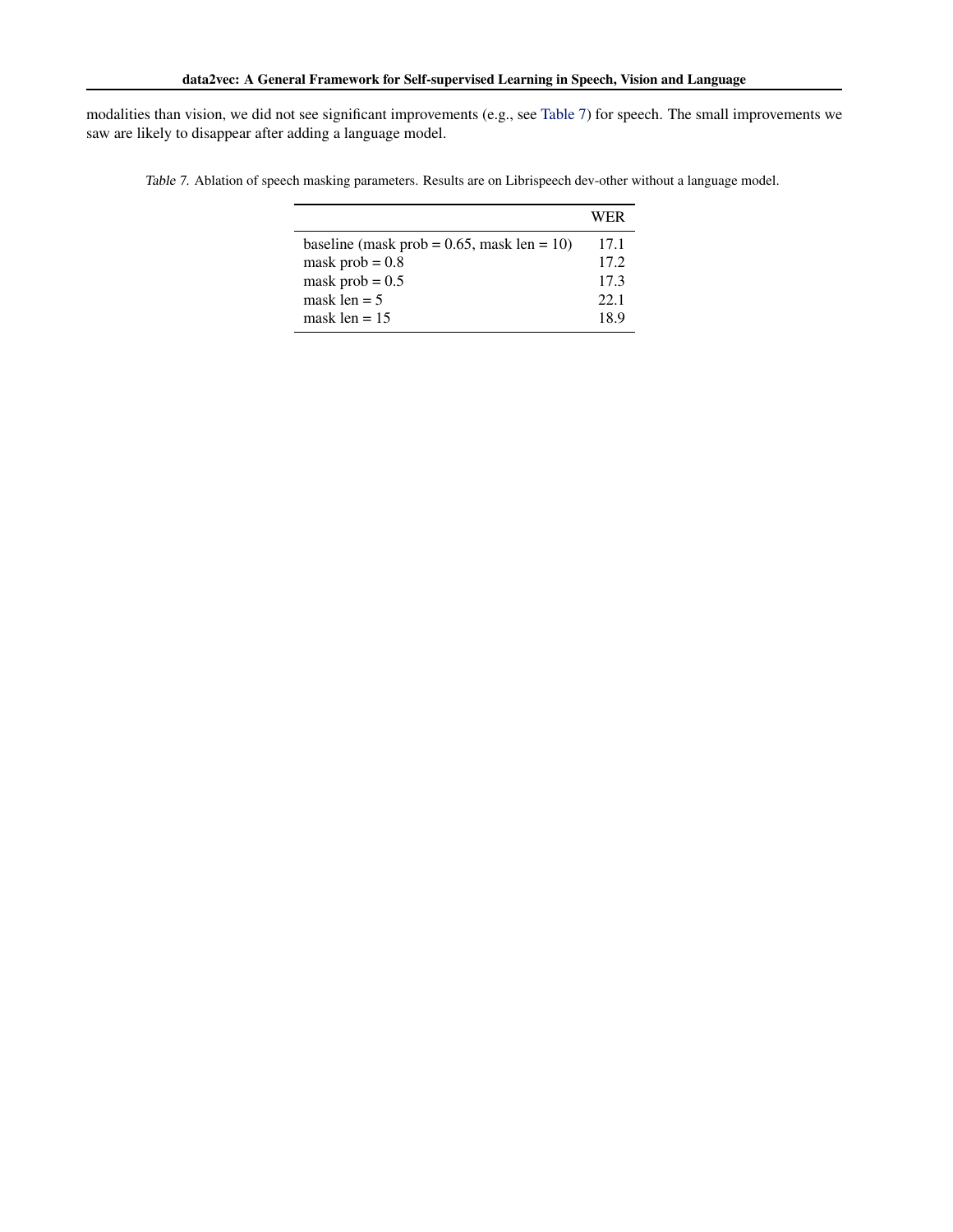modalities than vision, we did not see significant improvements (e.g., see Table 7) for speech. The small improvements we saw are likely to disappear after adding a language model.

*Table 7.* Ablation of speech masking parameters. Results are on Librispeech dev-other without a language model.

| | WER |
|---|---|
| baseline (mask prob = 0.65, mask len = 10) | 17.1 |
| mask prob = 0.8 | 17.2 |
| mask prob = 0.5 | 17.3 |
| mask len = 5 | 22.1 |
| mask len = 15 | 18.9 |